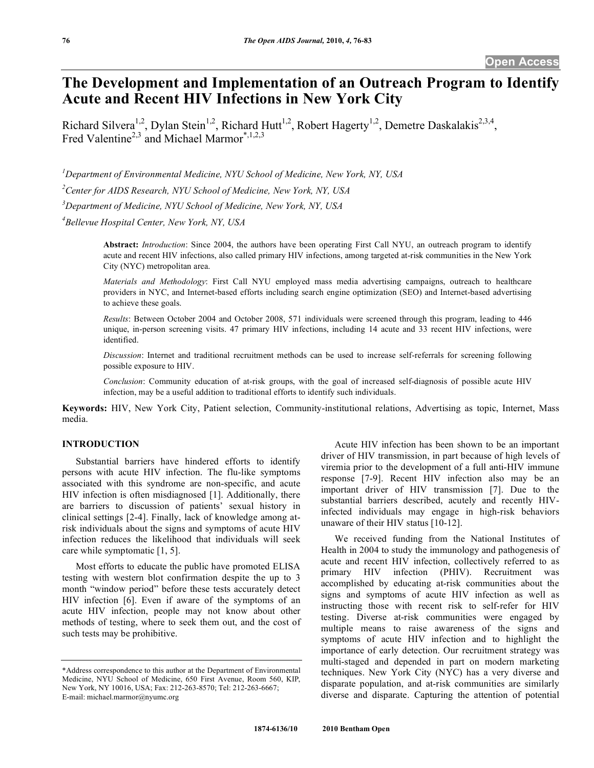# The Development and Implementation of an Outreach Program to Identify Acute and Recent HIV Infections in New York City

Richard Silvera[1,2], Dylan Stein[1,2], Richard Hutt[1,2], Robert Hagerty[1,2], Demetre Daskalakis[2,3,4], Fred Valentine[2,3] and Michael Marmor[*,1,2,3]

[1]*Department of Environmental Medicine, NYU School of Medicine, New York, NY, USA*

[2]*Center for AIDS Research, NYU School of Medicine, New York, NY, USA*

[3]*Department of Medicine, NYU School of Medicine, New York, NY, USA*

[4]*Bellevue Hospital Center, New York, NY, USA*

**Abstract:** *Introduction*: Since 2004, the authors have been operating First Call NYU, an outreach program to identify acute and recent HIV infections, also called primary HIV infections, among targeted at-risk communities in the New York City (NYC) metropolitan area.

*Materials and Methodology*: First Call NYU employed mass media advertising campaigns, outreach to healthcare providers in NYC, and Internet-based efforts including search engine optimization (SEO) and Internet-based advertising to achieve these goals.

*Results*: Between October 2004 and October 2008, 571 individuals were screened through this program, leading to 446 unique, in-person screening visits. 47 primary HIV infections, including 14 acute and 33 recent HIV infections, were identified.

*Discussion*: Internet and traditional recruitment methods can be used to increase self-referrals for screening following possible exposure to HIV.

*Conclusion*: Community education of at-risk groups, with the goal of increased self-diagnosis of possible acute HIV infection, may be a useful addition to traditional efforts to identify such individuals.

**Keywords:** HIV, New York City, Patient selection, Community-institutional relations, Advertising as topic, Internet, Mass media.

## INTRODUCTION

Substantial barriers have hindered efforts to identify persons with acute HIV infection. The flu-like symptoms associated with this syndrome are non-specific, and acute HIV infection is often misdiagnosed [1]. Additionally, there are barriers to discussion of patients' sexual history in clinical settings [2-4]. Finally, lack of knowledge among at-risk individuals about the signs and symptoms of acute HIV infection reduces the likelihood that individuals will seek care while symptomatic [1, 5].

Most efforts to educate the public have promoted ELISA testing with western blot confirmation despite the up to 3 month "window period" before these tests accurately detect HIV infection [6]. Even if aware of the symptoms of an acute HIV infection, people may not know about other methods of testing, where to seek them out, and the cost of such tests may be prohibitive.

Acute HIV infection has been shown to be an important driver of HIV transmission, in part because of high levels of viremia prior to the development of a full anti-HIV immune response [7-9]. Recent HIV infection also may be an important driver of HIV transmission [7]. Due to the substantial barriers described, acutely and recently HIV-infected individuals may engage in high-risk behaviors unaware of their HIV status [10-12].

We received funding from the National Institutes of Health in 2004 to study the immunology and pathogenesis of acute and recent HIV infection, collectively referred to as primary HIV infection (PHIV). Recruitment was accomplished by educating at-risk communities about the signs and symptoms of acute HIV infection as well as instructing those with recent risk to self-refer for HIV testing. Diverse at-risk communities were engaged by multiple means to raise awareness of the signs and symptoms of acute HIV infection and to highlight the importance of early detection. Our recruitment strategy was multi-staged and depended in part on modern marketing techniques. New York City (NYC) has a very diverse and disparate population, and at-risk communities are similarly diverse and disparate. Capturing the attention of potential

*Address correspondence to this author at the Department of Environmental Medicine, NYU School of Medicine, 650 First Avenue, Room 560, KIP, New York, NY 10016, USA; Fax: 212-263-8570; Tel: 212-263-6667; E-mail: michael.marmor@nyumc.org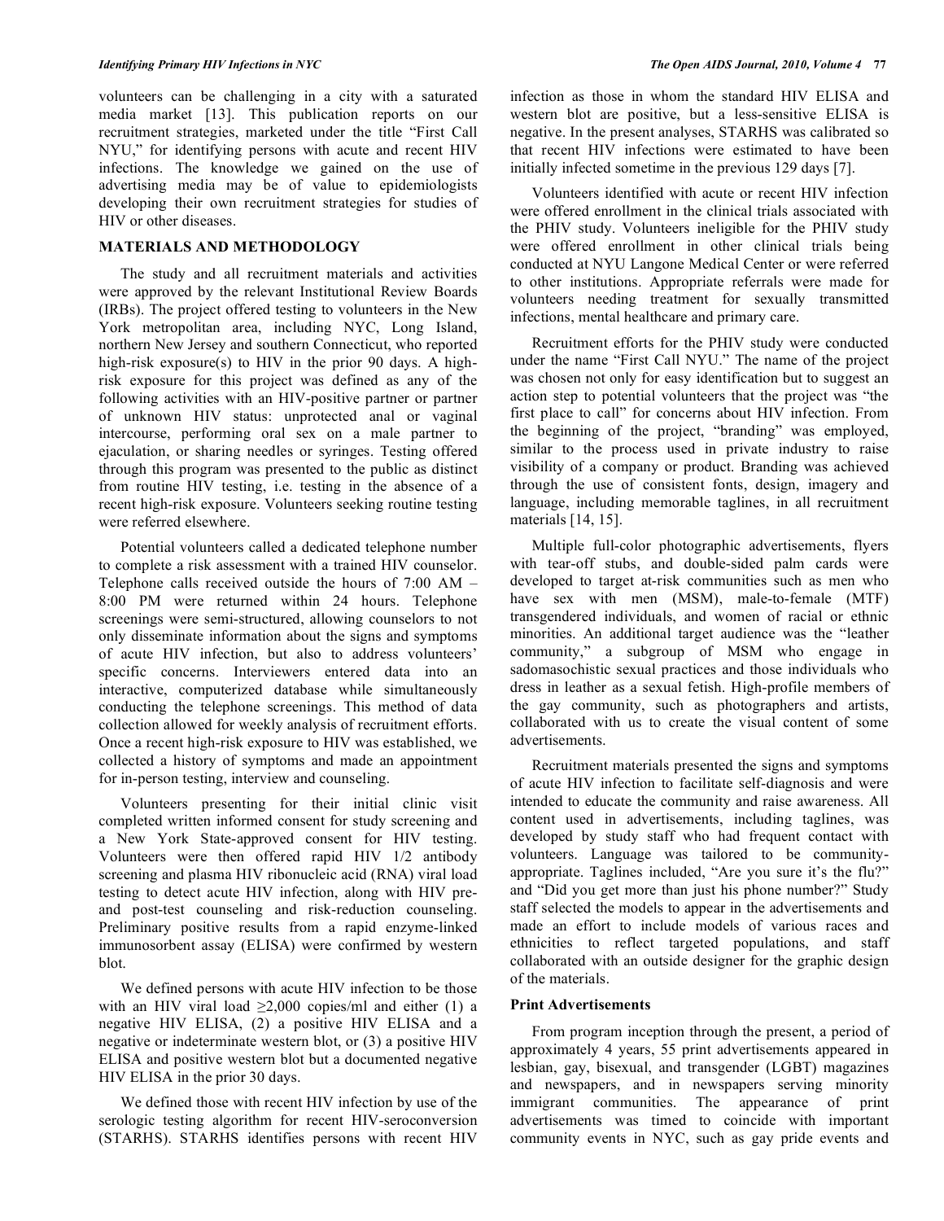volunteers can be challenging in a city with a saturated media market [13]. This publication reports on our recruitment strategies, marketed under the title "First Call NYU," for identifying persons with acute and recent HIV infections. The knowledge we gained on the use of advertising media may be of value to epidemiologists developing their own recruitment strategies for studies of HIV or other diseases.

## MATERIALS AND METHODOLOGY

The study and all recruitment materials and activities were approved by the relevant Institutional Review Boards (IRBs). The project offered testing to volunteers in the New York metropolitan area, including NYC, Long Island, northern New Jersey and southern Connecticut, who reported high-risk exposure(s) to HIV in the prior 90 days. A high-risk exposure for this project was defined as any of the following activities with an HIV-positive partner or partner of unknown HIV status: unprotected anal or vaginal intercourse, performing oral sex on a male partner to ejaculation, or sharing needles or syringes. Testing offered through this program was presented to the public as distinct from routine HIV testing, i.e. testing in the absence of a recent high-risk exposure. Volunteers seeking routine testing were referred elsewhere.

Potential volunteers called a dedicated telephone number to complete a risk assessment with a trained HIV counselor. Telephone calls received outside the hours of 7:00 AM – 8:00 PM were returned within 24 hours. Telephone screenings were semi-structured, allowing counselors to not only disseminate information about the signs and symptoms of acute HIV infection, but also to address volunteers' specific concerns. Interviewers entered data into an interactive, computerized database while simultaneously conducting the telephone screenings. This method of data collection allowed for weekly analysis of recruitment efforts. Once a recent high-risk exposure to HIV was established, we collected a history of symptoms and made an appointment for in-person testing, interview and counseling.

Volunteers presenting for their initial clinic visit completed written informed consent for study screening and a New York State-approved consent for HIV testing. Volunteers were then offered rapid HIV 1/2 antibody screening and plasma HIV ribonucleic acid (RNA) viral load testing to detect acute HIV infection, along with HIV pre- and post-test counseling and risk-reduction counseling. Preliminary positive results from a rapid enzyme-linked immunosorbent assay (ELISA) were confirmed by western blot.

We defined persons with acute HIV infection to be those with an HIV viral load $\geq$2,000 copies/ml and either (1) a negative HIV ELISA, (2) a positive HIV ELISA and a negative or indeterminate western blot, or (3) a positive HIV ELISA and positive western blot but a documented negative HIV ELISA in the prior 30 days.

We defined those with recent HIV infection by use of the serologic testing algorithm for recent HIV-seroconversion (STARHS). STARHS identifies persons with recent HIV infection as those in whom the standard HIV ELISA and western blot are positive, but a less-sensitive ELISA is negative. In the present analyses, STARHS was calibrated so that recent HIV infections were estimated to have been initially infected sometime in the previous 129 days [7].

Volunteers identified with acute or recent HIV infection were offered enrollment in the clinical trials associated with the PHIV study. Volunteers ineligible for the PHIV study were offered enrollment in other clinical trials being conducted at NYU Langone Medical Center or were referred to other institutions. Appropriate referrals were made for volunteers needing treatment for sexually transmitted infections, mental healthcare and primary care.

Recruitment efforts for the PHIV study were conducted under the name "First Call NYU." The name of the project was chosen not only for easy identification but to suggest an action step to potential volunteers that the project was "the first place to call" for concerns about HIV infection. From the beginning of the project, "branding" was employed, similar to the process used in private industry to raise visibility of a company or product. Branding was achieved through the use of consistent fonts, design, imagery and language, including memorable taglines, in all recruitment materials [14, 15].

Multiple full-color photographic advertisements, flyers with tear-off stubs, and double-sided palm cards were developed to target at-risk communities such as men who have sex with men (MSM), male-to-female (MTF) transgendered individuals, and women of racial or ethnic minorities. An additional target audience was the "leather community," a subgroup of MSM who engage in sadomasochistic sexual practices and those individuals who dress in leather as a sexual fetish. High-profile members of the gay community, such as photographers and artists, collaborated with us to create the visual content of some advertisements.

Recruitment materials presented the signs and symptoms of acute HIV infection to facilitate self-diagnosis and were intended to educate the community and raise awareness. All content used in advertisements, including taglines, was developed by study staff who had frequent contact with volunteers. Language was tailored to be community-appropriate. Taglines included, "Are you sure it's the flu?" and "Did you get more than just his phone number?" Study staff selected the models to appear in the advertisements and made an effort to include models of various races and ethnicities to reflect targeted populations, and staff collaborated with an outside designer for the graphic design of the materials.

### Print Advertisements

From program inception through the present, a period of approximately 4 years, 55 print advertisements appeared in lesbian, gay, bisexual, and transgender (LGBT) magazines and newspapers, and in newspapers serving minority immigrant communities. The appearance of print advertisements was timed to coincide with important community events in NYC, such as gay pride events and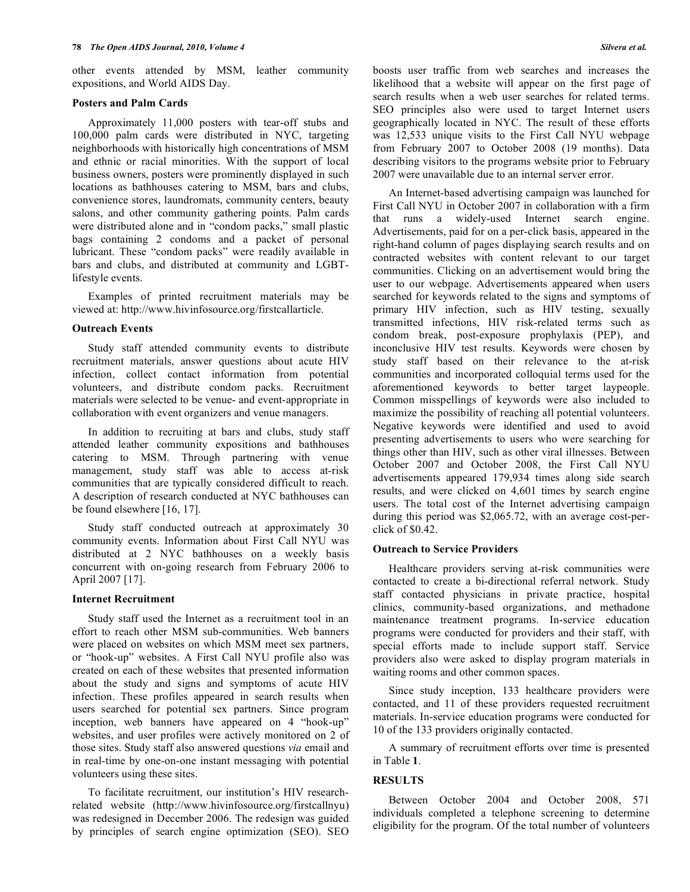other events attended by MSM, leather community expositions, and World AIDS Day.

### Posters and Palm Cards

Approximately 11,000 posters with tear-off stubs and 100,000 palm cards were distributed in NYC, targeting neighborhoods with historically high concentrations of MSM and ethnic or racial minorities. With the support of local business owners, posters were prominently displayed in such locations as bathhouses catering to MSM, bars and clubs, convenience stores, laundromats, community centers, beauty salons, and other community gathering points. Palm cards were distributed alone and in "condom packs," small plastic bags containing 2 condoms and a packet of personal lubricant. These "condom packs" were readily available in bars and clubs, and distributed at community and LGBT-lifestyle events.

Examples of printed recruitment materials may be viewed at: http://www.hivinfosource.org/firstcallarticle.

### Outreach Events

Study staff attended community events to distribute recruitment materials, answer questions about acute HIV infection, collect contact information from potential volunteers, and distribute condom packs. Recruitment materials were selected to be venue- and event-appropriate in collaboration with event organizers and venue managers.

In addition to recruiting at bars and clubs, study staff attended leather community expositions and bathhouses catering to MSM. Through partnering with venue management, study staff was able to access at-risk communities that are typically considered difficult to reach. A description of research conducted at NYC bathhouses can be found elsewhere [16, 17].

Study staff conducted outreach at approximately 30 community events. Information about First Call NYU was distributed at 2 NYC bathhouses on a weekly basis concurrent with on-going research from February 2006 to April 2007 [17].

### Internet Recruitment

Study staff used the Internet as a recruitment tool in an effort to reach other MSM sub-communities. Web banners were placed on websites on which MSM meet sex partners, or "hook-up" websites. A First Call NYU profile also was created on each of these websites that presented information about the study and signs and symptoms of acute HIV infection. These profiles appeared in search results when users searched for potential sex partners. Since program inception, web banners have appeared on 4 "hook-up" websites, and user profiles were actively monitored on 2 of those sites. Study staff also answered questions *via* email and in real-time by one-on-one instant messaging with potential volunteers using these sites.

To facilitate recruitment, our institution's HIV research-related website (http://www.hivinfosource.org/firstcallnyu) was redesigned in December 2006. The redesign was guided by principles of search engine optimization (SEO). SEO boosts user traffic from web searches and increases the likelihood that a website will appear on the first page of search results when a web user searches for related terms. SEO principles also were used to target Internet users geographically located in NYC. The result of these efforts was 12,533 unique visits to the First Call NYU webpage from February 2007 to October 2008 (19 months). Data describing visitors to the programs website prior to February 2007 were unavailable due to an internal server error.

An Internet-based advertising campaign was launched for First Call NYU in October 2007 in collaboration with a firm that runs a widely-used Internet search engine. Advertisements, paid for on a per-click basis, appeared in the right-hand column of pages displaying search results and on contracted websites with content relevant to our target communities. Clicking on an advertisement would bring the user to our webpage. Advertisements appeared when users searched for keywords related to the signs and symptoms of primary HIV infection, such as HIV testing, sexually transmitted infections, HIV risk-related terms such as condom break, post-exposure prophylaxis (PEP), and inconclusive HIV test results. Keywords were chosen by study staff based on their relevance to the at-risk communities and incorporated colloquial terms used for the aforementioned keywords to better target laypeople. Common misspellings of keywords were also included to maximize the possibility of reaching all potential volunteers. Negative keywords were identified and used to avoid presenting advertisements to users who were searching for things other than HIV, such as other viral illnesses. Between October 2007 and October 2008, the First Call NYU advertisements appeared 179,934 times along side search results, and were clicked on 4,601 times by search engine users. The total cost of the Internet advertising campaign during this period was $2,065.72, with an average cost-per-click of $0.42.

### Outreach to Service Providers

Healthcare providers serving at-risk communities were contacted to create a bi-directional referral network. Study staff contacted physicians in private practice, hospital clinics, community-based organizations, and methadone maintenance treatment programs. In-service education programs were conducted for providers and their staff, with special efforts made to include support staff. Service providers also were asked to display program materials in waiting rooms and other common spaces.

Since study inception, 133 healthcare providers were contacted, and 11 of these providers requested recruitment materials. In-service education programs were conducted for 10 of the 133 providers originally contacted.

A summary of recruitment efforts over time is presented in Table **1**.

## RESULTS

Between October 2004 and October 2008, 571 individuals completed a telephone screening to determine eligibility for the program. Of the total number of volunteers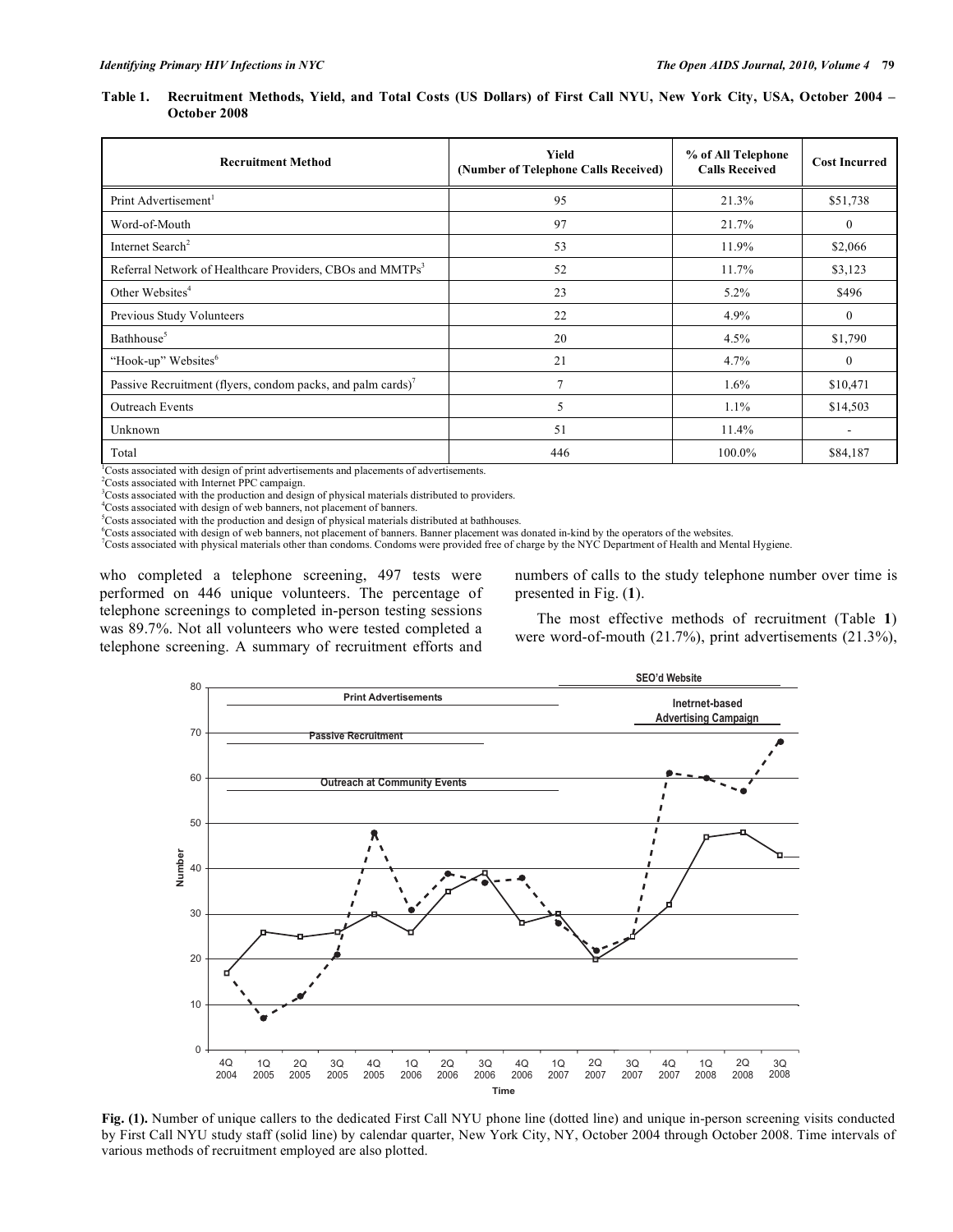**Table 1. Recruitment Methods, Yield, and Total Costs (US Dollars) of First Call NYU, New York City, USA, October 2004 – October 2008**

| Recruitment Method | Yield (Number of Telephone Calls Received) | % of All Telephone Calls Received | Cost Incurred |
|---|---|---|---|
| Print Advertisement[1] | 95 | 21.3% | $51,738 |
| Word-of-Mouth | 97 | 21.7% | 0 |
| Internet Search[2] | 53 | 11.9% | $2,066 |
| Referral Network of Healthcare Providers, CBOs and MMTPs[3] | 52 | 11.7% | $3,123 |
| Other Websites[4] | 23 | 5.2% | $496 |
| Previous Study Volunteers | 22 | 4.9% | 0 |
| Bathhouse[5] | 20 | 4.5% | $1,790 |
| "Hook-up" Websites[6] | 21 | 4.7% | 0 |
| Passive Recruitment (flyers, condom packs, and palm cards)[7] | 7 | 1.6% | $10,471 |
| Outreach Events | 5 | 1.1% | $14,503 |
| Unknown | 51 | 11.4% | - |
| Total | 446 | 100.0% | $84,187 |

[1]Costs associated with design of print advertisements and placements of advertisements.
[2]Costs associated with Internet PPC campaign.
[3]Costs associated with the production and design of physical materials distributed to providers.
[4]Costs associated with design of web banners, not placement of banners.
[5]Costs associated with the production and design of physical materials distributed at bathhouses.
[6]Costs associated with design of web banners, not placement of banners. Banner placement was donated in-kind by the operators of the websites.
[7]Costs associated with physical materials other than condoms. Condoms were provided free of charge by the NYC Department of Health and Mental Hygiene.

who completed a telephone screening, 497 tests were performed on 446 unique volunteers. The percentage of telephone screenings to completed in-person testing sessions was 89.7%. Not all volunteers who were tested completed a telephone screening. A summary of recruitment efforts and numbers of calls to the study telephone number over time is presented in Fig. (**1**).

The most effective methods of recruitment (Table **1**) were word-of-mouth (21.7%), print advertisements (21.3%),

**Fig. (1).** Number of unique callers to the dedicated First Call NYU phone line (dotted line) and unique in-person screening visits conducted by First Call NYU study staff (solid line) by calendar quarter, New York City, NY, October 2004 through October 2008. Time intervals of various methods of recruitment employed are also plotted.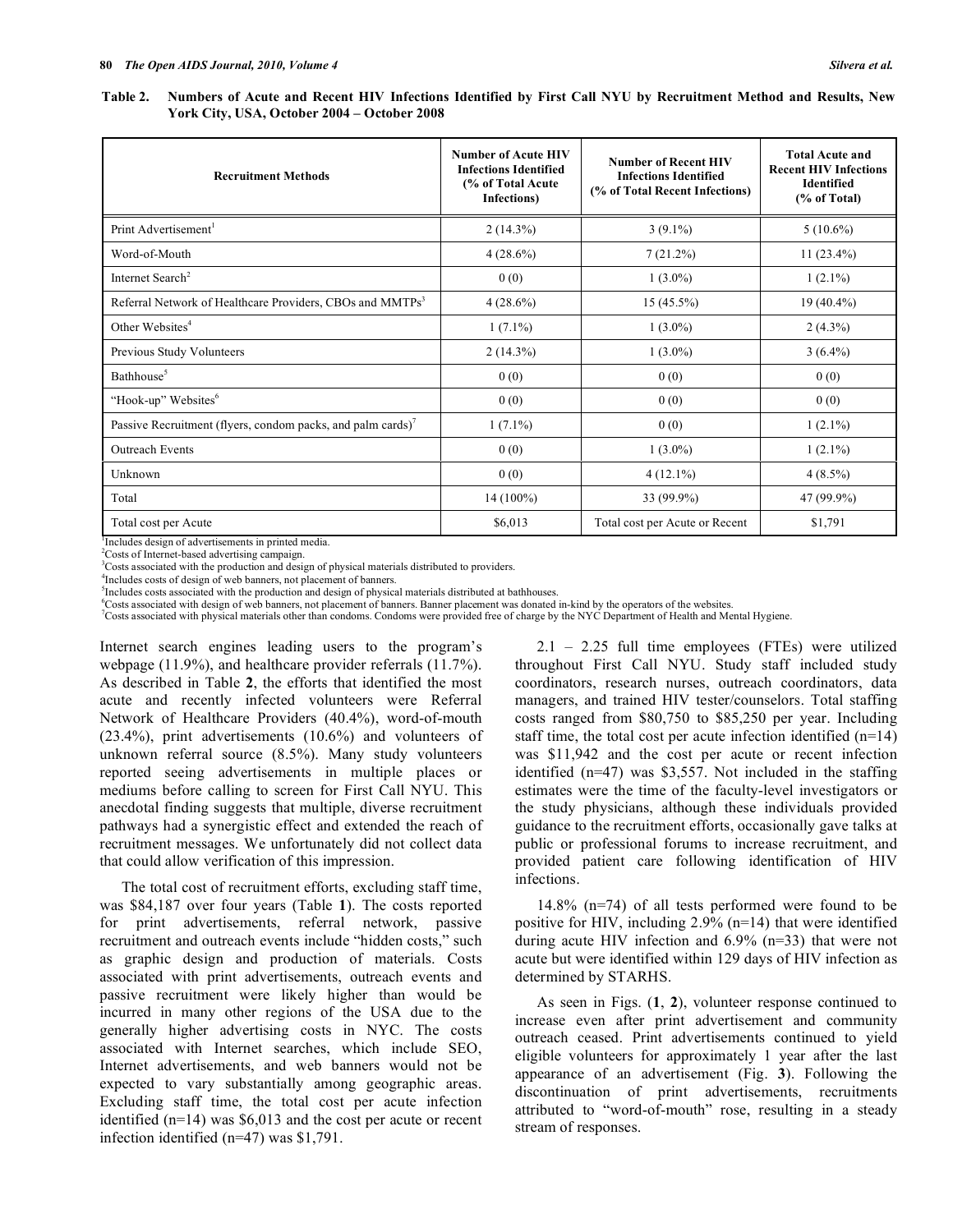**Table 2. Numbers of Acute and Recent HIV Infections Identified by First Call NYU by Recruitment Method and Results, New York City, USA, October 2004 – October 2008**

| Recruitment Methods | Number of Acute HIV Infections Identified (% of Total Acute Infections) | Number of Recent HIV Infections Identified (% of Total Recent Infections) | Total Acute and Recent HIV Infections Identified (% of Total) |
|---|---|---|---|
| Print Advertisement[1] | 2 (14.3%) | 3 (9.1%) | 5 (10.6%) |
| Word-of-Mouth | 4 (28.6%) | 7 (21.2%) | 11 (23.4%) |
| Internet Search[2] | 0 (0) | 1 (3.0%) | 1 (2.1%) |
| Referral Network of Healthcare Providers, CBOs and MMTPs[3] | 4 (28.6%) | 15 (45.5%) | 19 (40.4%) |
| Other Websites[4] | 1 (7.1%) | 1 (3.0%) | 2 (4.3%) |
| Previous Study Volunteers | 2 (14.3%) | 1 (3.0%) | 3 (6.4%) |
| Bathhouse[5] | 0 (0) | 0 (0) | 0 (0) |
| "Hook-up" Websites[6] | 0 (0) | 0 (0) | 0 (0) |
| Passive Recruitment (flyers, condom packs, and palm cards)[7] | 1 (7.1%) | 0 (0) | 1 (2.1%) |
| Outreach Events | 0 (0) | 1 (3.0%) | 1 (2.1%) |
| Unknown | 0 (0) | 4 (12.1%) | 4 (8.5%) |
| Total | 14 (100%) | 33 (99.9%) | 47 (99.9%) |
| Total cost per Acute | $6,013 | Total cost per Acute or Recent | $1,791 |

[1]Includes design of advertisements in printed media.
[2]Costs of Internet-based advertising campaign.
[3]Costs associated with the production and design of physical materials distributed to providers.
[4]Includes costs of design of web banners, not placement of banners.
[5]Includes costs associated with the production and design of physical materials distributed at bathhouses.
[6]Costs associated with design of web banners, not placement of banners. Banner placement was donated in-kind by the operators of the websites.
[7]Costs associated with physical materials other than condoms. Condoms were provided free of charge by the NYC Department of Health and Mental Hygiene.

Internet search engines leading users to the program's webpage (11.9%), and healthcare provider referrals (11.7%). As described in Table **2**, the efforts that identified the most acute and recently infected volunteers were Referral Network of Healthcare Providers (40.4%), word-of-mouth (23.4%), print advertisements (10.6%) and volunteers of unknown referral source (8.5%). Many study volunteers reported seeing advertisements in multiple places or mediums before calling to screen for First Call NYU. This anecdotal finding suggests that multiple, diverse recruitment pathways had a synergistic effect and extended the reach of recruitment messages. We unfortunately did not collect data that could allow verification of this impression.

The total cost of recruitment efforts, excluding staff time, was $84,187 over four years (Table **1**). The costs reported for print advertisements, referral network, passive recruitment and outreach events include "hidden costs," such as graphic design and production of materials. Costs associated with print advertisements, outreach events and passive recruitment were likely higher than would be incurred in many other regions of the USA due to the generally higher advertising costs in NYC. The costs associated with Internet searches, which include SEO, Internet advertisements, and web banners would not be expected to vary substantially among geographic areas. Excluding staff time, the total cost per acute infection identified (n=14) was $6,013 and the cost per acute or recent infection identified (n=47) was $1,791.

2.1 – 2.25 full time employees (FTEs) were utilized throughout First Call NYU. Study staff included study coordinators, research nurses, outreach coordinators, data managers, and trained HIV tester/counselors. Total staffing costs ranged from $80,750 to $85,250 per year. Including staff time, the total cost per acute infection identified (n=14) was $11,942 and the cost per acute or recent infection identified (n=47) was $3,557. Not included in the staffing estimates were the time of the faculty-level investigators or the study physicians, although these individuals provided guidance to the recruitment efforts, occasionally gave talks at public or professional forums to increase recruitment, and provided patient care following identification of HIV infections.

14.8% (n=74) of all tests performed were found to be positive for HIV, including 2.9% (n=14) that were identified during acute HIV infection and 6.9% (n=33) that were not acute but were identified within 129 days of HIV infection as determined by STARHS.

As seen in Figs. (**1**, **2**), volunteer response continued to increase even after print advertisement and community outreach ceased. Print advertisements continued to yield eligible volunteers for approximately 1 year after the last appearance of an advertisement (Fig. **3**). Following the discontinuation of print advertisements, recruitments attributed to "word-of-mouth" rose, resulting in a steady stream of responses.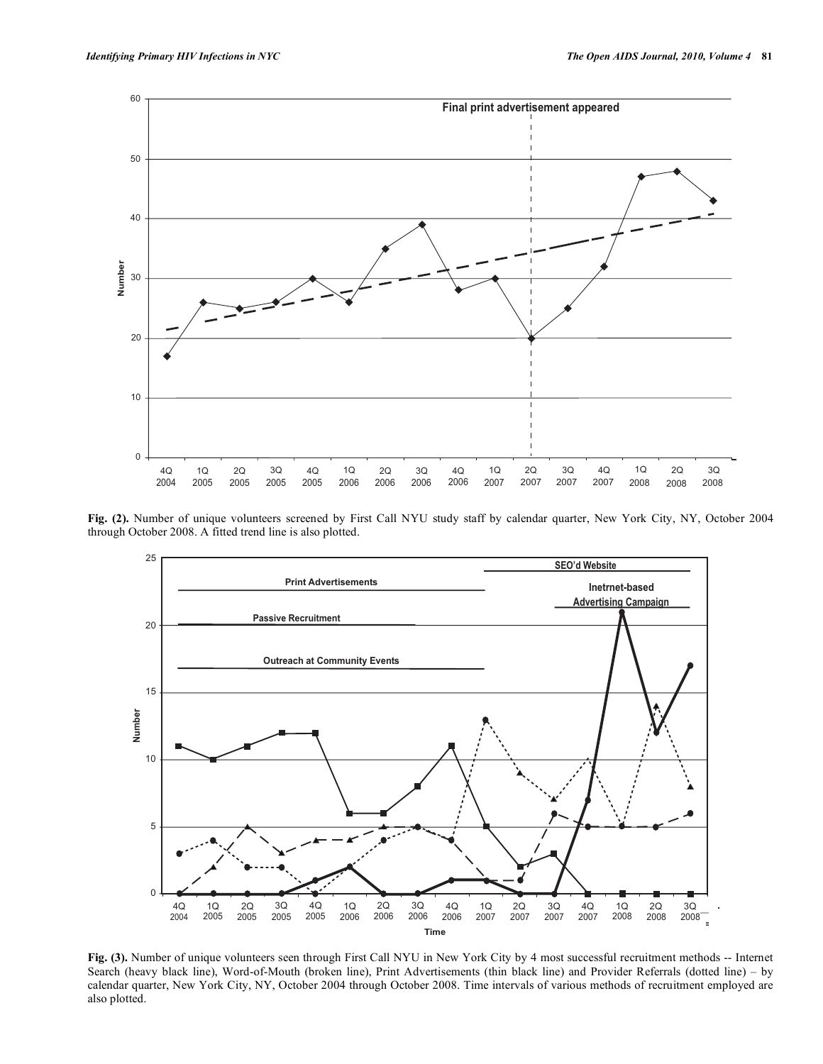Fig. (2). Number of unique volunteers screened by First Call NYU study staff by calendar quarter, New York City, NY, October 2004 through October 2008. A fitted trend line is also plotted.

Fig. (3). Number of unique volunteers seen through First Call NYU in New York City by 4 most successful recruitment methods -- Internet Search (heavy black line), Word-of-Mouth (broken line), Print Advertisements (thin black line) and Provider Referrals (dotted line) – by calendar quarter, New York City, NY, October 2004 through October 2008. Time intervals of various methods of recruitment employed are also plotted.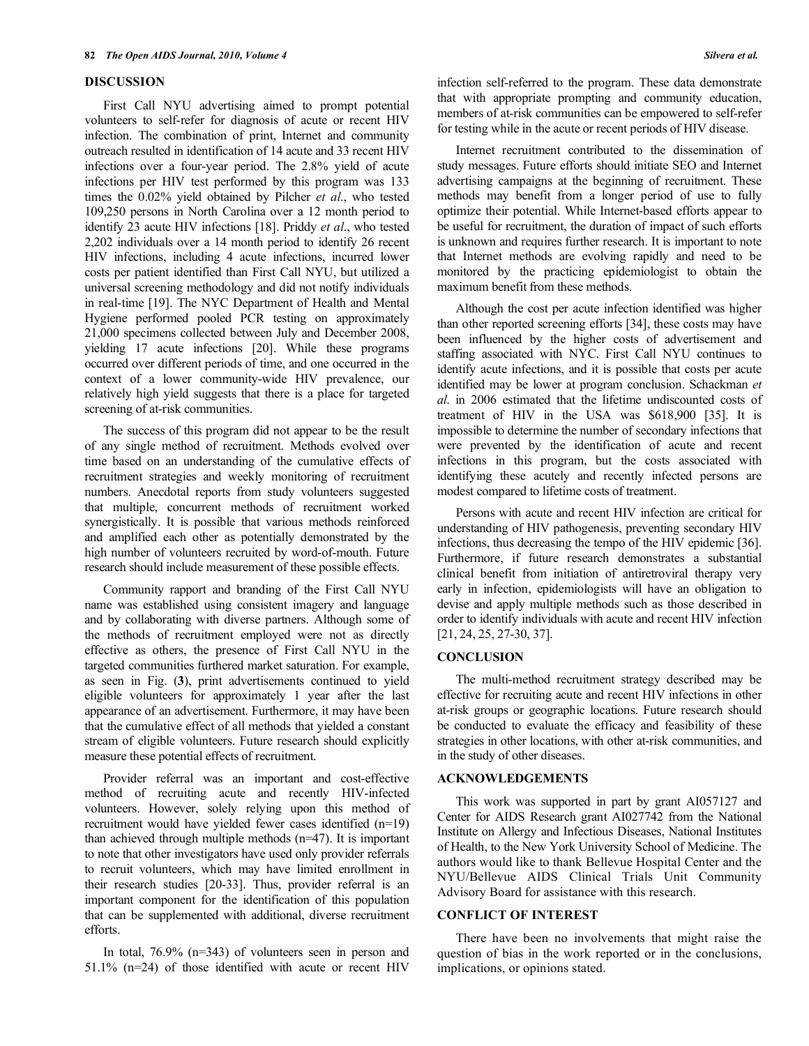## DISCUSSION

First Call NYU advertising aimed to prompt potential volunteers to self-refer for diagnosis of acute or recent HIV infection. The combination of print, Internet and community outreach resulted in identification of 14 acute and 33 recent HIV infections over a four-year period. The 2.8% yield of acute infections per HIV test performed by this program was 133 times the 0.02% yield obtained by Pilcher *et al*., who tested 109,250 persons in North Carolina over a 12 month period to identify 23 acute HIV infections [18]. Priddy *et al*., who tested 2,202 individuals over a 14 month period to identify 26 recent HIV infections, including 4 acute infections, incurred lower costs per patient identified than First Call NYU, but utilized a universal screening methodology and did not notify individuals in real-time [19]. The NYC Department of Health and Mental Hygiene performed pooled PCR testing on approximately 21,000 specimens collected between July and December 2008, yielding 17 acute infections [20]. While these programs occurred over different periods of time, and one occurred in the context of a lower community-wide HIV prevalence, our relatively high yield suggests that there is a place for targeted screening of at-risk communities.

The success of this program did not appear to be the result of any single method of recruitment. Methods evolved over time based on an understanding of the cumulative effects of recruitment strategies and weekly monitoring of recruitment numbers. Anecdotal reports from study volunteers suggested that multiple, concurrent methods of recruitment worked synergistically. It is possible that various methods reinforced and amplified each other as potentially demonstrated by the high number of volunteers recruited by word-of-mouth. Future research should include measurement of these possible effects.

Community rapport and branding of the First Call NYU name was established using consistent imagery and language and by collaborating with diverse partners. Although some of the methods of recruitment employed were not as directly effective as others, the presence of First Call NYU in the targeted communities furthered market saturation. For example, as seen in Fig. (**3**), print advertisements continued to yield eligible volunteers for approximately 1 year after the last appearance of an advertisement. Furthermore, it may have been that the cumulative effect of all methods that yielded a constant stream of eligible volunteers. Future research should explicitly measure these potential effects of recruitment.

Provider referral was an important and cost-effective method of recruiting acute and recently HIV-infected volunteers. However, solely relying upon this method of recruitment would have yielded fewer cases identified (n=19) than achieved through multiple methods (n=47). It is important to note that other investigators have used only provider referrals to recruit volunteers, which may have limited enrollment in their research studies [20-33]. Thus, provider referral is an important component for the identification of this population that can be supplemented with additional, diverse recruitment efforts.

In total, 76.9% (n=343) of volunteers seen in person and 51.1% (n=24) of those identified with acute or recent HIV infection self-referred to the program. These data demonstrate that with appropriate prompting and community education, members of at-risk communities can be empowered to self-refer for testing while in the acute or recent periods of HIV disease.

Internet recruitment contributed to the dissemination of study messages. Future efforts should initiate SEO and Internet advertising campaigns at the beginning of recruitment. These methods may benefit from a longer period of use to fully optimize their potential. While Internet-based efforts appear to be useful for recruitment, the duration of impact of such efforts is unknown and requires further research. It is important to note that Internet methods are evolving rapidly and need to be monitored by the practicing epidemiologist to obtain the maximum benefit from these methods.

Although the cost per acute infection identified was higher than other reported screening efforts [34], these costs may have been influenced by the higher costs of advertisement and staffing associated with NYC. First Call NYU continues to identify acute infections, and it is possible that costs per acute identified may be lower at program conclusion. Schackman *et al.* in 2006 estimated that the lifetime undiscounted costs of treatment of HIV in the USA was $618,900 [35]. It is impossible to determine the number of secondary infections that were prevented by the identification of acute and recent infections in this program, but the costs associated with identifying these acutely and recently infected persons are modest compared to lifetime costs of treatment.

Persons with acute and recent HIV infection are critical for understanding of HIV pathogenesis, preventing secondary HIV infections, thus decreasing the tempo of the HIV epidemic [36]. Furthermore, if future research demonstrates a substantial clinical benefit from initiation of antiretroviral therapy very early in infection, epidemiologists will have an obligation to devise and apply multiple methods such as those described in order to identify individuals with acute and recent HIV infection [21, 24, 25, 27-30, 37].

## CONCLUSION

The multi-method recruitment strategy described may be effective for recruiting acute and recent HIV infections in other at-risk groups or geographic locations. Future research should be conducted to evaluate the efficacy and feasibility of these strategies in other locations, with other at-risk communities, and in the study of other diseases.

## ACKNOWLEDGEMENTS

This work was supported in part by grant AI057127 and Center for AIDS Research grant AI027742 from the National Institute on Allergy and Infectious Diseases, National Institutes of Health, to the New York University School of Medicine. The authors would like to thank Bellevue Hospital Center and the NYU/Bellevue AIDS Clinical Trials Unit Community Advisory Board for assistance with this research.

## CONFLICT OF INTEREST

There have been no involvements that might raise the question of bias in the work reported or in the conclusions, implications, or opinions stated.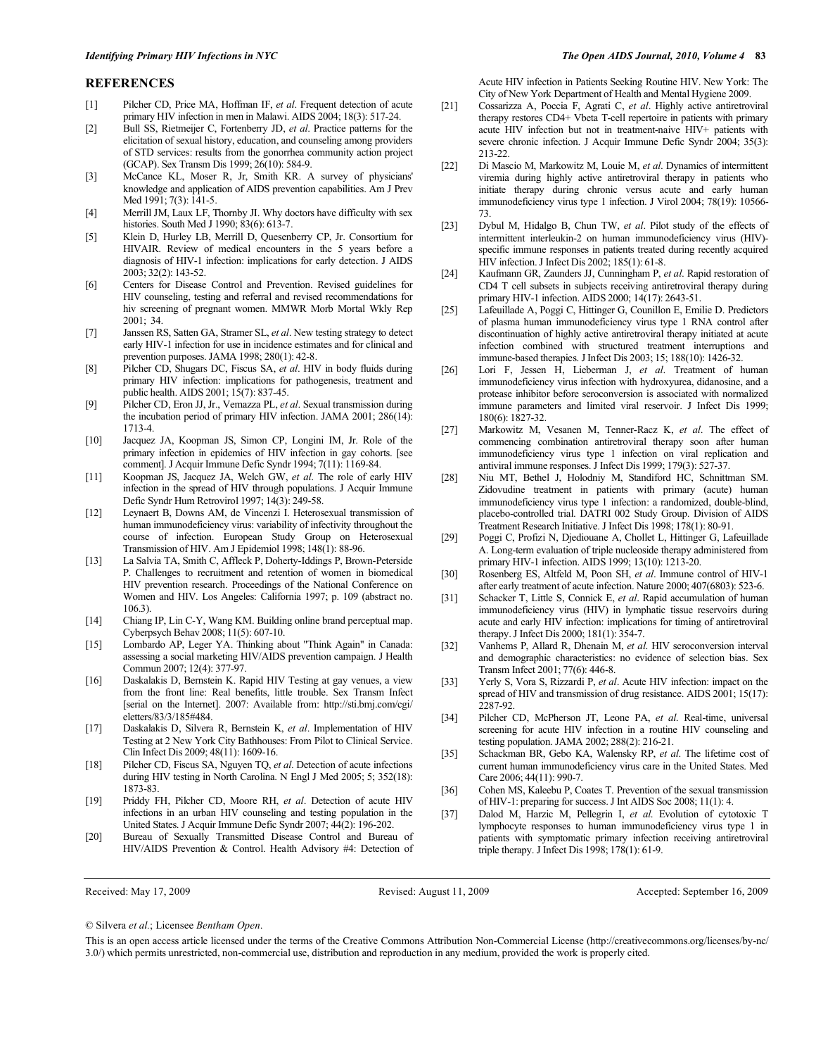## REFERENCES

[1] Pilcher CD, Price MA, Hoffman IF, *et al*. Frequent detection of acute primary HIV infection in men in Malawi. AIDS 2004; 18(3): 517-24.

[2] Bull SS, Rietmeijer C, Fortenberry JD, *et al*. Practice patterns for the elicitation of sexual history, education, and counseling among providers of STD services: results from the gonorrhea community action project (GCAP). Sex Transm Dis 1999; 26(10): 584-9.

[3] McCance KL, Moser R, Jr, Smith KR. A survey of physicians' knowledge and application of AIDS prevention capabilities. Am J Prev Med 1991; 7(3): 141-5.

[4] Merrill JM, Laux LF, Thornby JI. Why doctors have difficulty with sex histories. South Med J 1990; 83(6): 613-7.

[5] Klein D, Hurley LB, Merrill D, Quesenberry CP, Jr. Consortium for HIVAIR. Review of medical encounters in the 5 years before a diagnosis of HIV-1 infection: implications for early detection. J AIDS 2003; 32(2): 143-52.

[6] Centers for Disease Control and Prevention. Revised guidelines for HIV counseling, testing and referral and revised recommendations for hiv screening of pregnant women. MMWR Morb Mortal Wkly Rep 2001; 34.

[7] Janssen RS, Satten GA, Stramer SL, *et al*. New testing strategy to detect early HIV-1 infection for use in incidence estimates and for clinical and prevention purposes. JAMA 1998; 280(1): 42-8.

[8] Pilcher CD, Shugars DC, Fiscus SA, *et al*. HIV in body fluids during primary HIV infection: implications for pathogenesis, treatment and public health. AIDS 2001; 15(7): 837-45.

[9] Pilcher CD, Eron JJ, Jr., Vemazza PL, *et al*. Sexual transmission during the incubation period of primary HIV infection. JAMA 2001; 286(14): 1713-4.

[10] Jacquez JA, Koopman JS, Simon CP, Longini IM, Jr. Role of the primary infection in epidemics of HIV infection in gay cohorts. [see comment]. J Acquir Immune Defic Syndr 1994; 7(11): 1169-84.

[11] Koopman JS, Jacquez JA, Welch GW, *et al*. The role of early HIV infection in the spread of HIV through populations. J Acquir Immune Defic Syndr Hum Retrovirol 1997; 14(3): 249-58.

[12] Leynaert B, Downs AM, de Vincenzi I. Heterosexual transmission of human immunodeficiency virus: variability of infectivity throughout the course of infection. European Study Group on Heterosexual Transmission of HIV. Am J Epidemiol 1998; 148(1): 88-96.

[13] La Salvia TA, Smith C, Affleck P, Doherty-Iddings P, Brown-Peterside P. Challenges to recruitment and retention of women in biomedical HIV prevention research. Proceedings of the National Conference on Women and HIV. Los Angeles: California 1997; p. 109 (abstract no. 106.3).

[14] Chiang IP, Lin C-Y, Wang KM. Building online brand perceptual map. Cyberpsych Behav 2008; 11(5): 607-10.

[15] Lombardo AP, Leger YA. Thinking about "Think Again" in Canada: assessing a social marketing HIV/AIDS prevention campaign. J Health Commun 2007; 12(4): 377-97.

[16] Daskalakis D, Bernstein K. Rapid HIV Testing at gay venues, a view from the front line: Real benefits, little trouble. Sex Transm Infect [serial on the Internet]. 2007: Available from: http://sti.bmj.com/cgi/eletters/83/3/185#484.

[17] Daskalakis D, Silvera R, Bernstein K, *et al*. Implementation of HIV Testing at 2 New York City Bathhouses: From Pilot to Clinical Service. Clin Infect Dis 2009; 48(11): 1609-16.

[18] Pilcher CD, Fiscus SA, Nguyen TQ, *et al*. Detection of acute infections during HIV testing in North Carolina. N Engl J Med 2005; 5; 352(18): 1873-83.

[19] Priddy FH, Pilcher CD, Moore RH, *et al*. Detection of acute HIV infections in an urban HIV counseling and testing population in the United States. J Acquir Immune Defic Syndr 2007; 44(2): 196-202.

[20] Bureau of Sexually Transmitted Disease Control and Bureau of HIV/AIDS Prevention & Control. Health Advisory #4: Detection of Acute HIV infection in Patients Seeking Routine HIV. New York: The City of New York Department of Health and Mental Hygiene 2009.

[21] Cossarizza A, Poccia F, Agrati C, *et al*. Highly active antiretroviral therapy restores CD4+ Vbeta T-cell repertoire in patients with primary acute HIV infection but not in treatment-naive HIV+ patients with severe chronic infection. J Acquir Immune Defic Syndr 2004; 35(3): 213-22.

[22] Di Mascio M, Markowitz M, Louie M, *et al*. Dynamics of intermittent viremia during highly active antiretroviral therapy in patients who initiate therapy during chronic versus acute and early human immunodeficiency virus type 1 infection. J Virol 2004; 78(19): 10566-73.

[23] Dybul M, Hidalgo B, Chun TW, *et al*. Pilot study of the effects of intermittent interleukin-2 on human immunodeficiency virus (HIV)-specific immune responses in patients treated during recently acquired HIV infection. J Infect Dis 2002; 185(1): 61-8.

[24] Kaufmann GR, Zaunders JJ, Cunningham P, *et al*. Rapid restoration of CD4 T cell subsets in subjects receiving antiretroviral therapy during primary HIV-1 infection. AIDS 2000; 14(17): 2643-51.

[25] Lafeuillade A, Poggi C, Hittinger G, Counillon E, Emilie D. Predictors of plasma human immunodeficiency virus type 1 RNA control after discontinuation of highly active antiretroviral therapy initiated at acute infection combined with structured treatment interruptions and immune-based therapies. J Infect Dis 2003; 15; 188(10): 1426-32.

[26] Lori F, Jessen H, Lieberman J, *et al*. Treatment of human immunodeficiency virus infection with hydroxyurea, didanosine, and a protease inhibitor before seroconversion is associated with normalized immune parameters and limited viral reservoir. J Infect Dis 1999; 180(6): 1827-32.

[27] Markowitz M, Vesanen M, Tenner-Racz K, *et al*. The effect of commencing combination antiretroviral therapy soon after human immunodeficiency virus type 1 infection on viral replication and antiviral immune responses. J Infect Dis 1999; 179(3): 527-37.

[28] Niu MT, Bethel J, Holodniy M, Standiford HC, Schnittman SM. Zidovudine treatment in patients with primary (acute) human immunodeficiency virus type 1 infection: a randomized, double-blind, placebo-controlled trial. DATRI 002 Study Group. Division of AIDS Treatment Research Initiative. J Infect Dis 1998; 178(1): 80-91.

[29] Poggi C, Profizi N, Djediouane A, Chollet L, Hittinger G, Lafeuillade A. Long-term evaluation of triple nucleoside therapy administered from primary HIV-1 infection. AIDS 1999; 13(10): 1213-20.

[30] Rosenberg ES, Altfeld M, Poon SH, *et al*. Immune control of HIV-1 after early treatment of acute infection. Nature 2000; 407(6803): 523-6.

[31] Schacker T, Little S, Connick E, *et al*. Rapid accumulation of human immunodeficiency virus (HIV) in lymphatic tissue reservoirs during acute and early HIV infection: implications for timing of antiretroviral therapy. J Infect Dis 2000; 181(1): 354-7.

[32] Vanhems P, Allard R, Dhenain M, *et al*. HIV seroconversion interval and demographic characteristics: no evidence of selection bias. Sex Transm Infect 2001; 77(6): 446-8.

[33] Yerly S, Vora S, Rizzardi P, *et al*. Acute HIV infection: impact on the spread of HIV and transmission of drug resistance. AIDS 2001; 15(17): 2287-92.

[34] Pilcher CD, McPherson JT, Leone PA, *et al*. Real-time, universal screening for acute HIV infection in a routine HIV counseling and testing population. JAMA 2002; 288(2): 216-21.

[35] Schackman BR, Gebo KA, Walensky RP, *et al*. The lifetime cost of current human immunodeficiency virus care in the United States. Med Care 2006; 44(11): 990-7.

[36] Cohen MS, Kaleebu P, Coates T. Prevention of the sexual transmission of HIV-1: preparing for success. J Int AIDS Soc 2008; 11(1): 4.

[37] Dalod M, Harzic M, Pellegrin I, *et al*. Evolution of cytotoxic T lymphocyte responses to human immunodeficiency virus type 1 in patients with symptomatic primary infection receiving antiretroviral triple therapy. J Infect Dis 1998; 178(1): 61-9.

Received: May 17, 2009 Revised: August 11, 2009 Accepted: September 16, 2009

© Silvera *et al.*; Licensee *Bentham Open*.

This is an open access article licensed under the terms of the Creative Commons Attribution Non-Commercial License (http://creativecommons.org/licenses/by-nc/3.0/) which permits unrestricted, non-commercial use, distribution and reproduction in any medium, provided the work is properly cited.